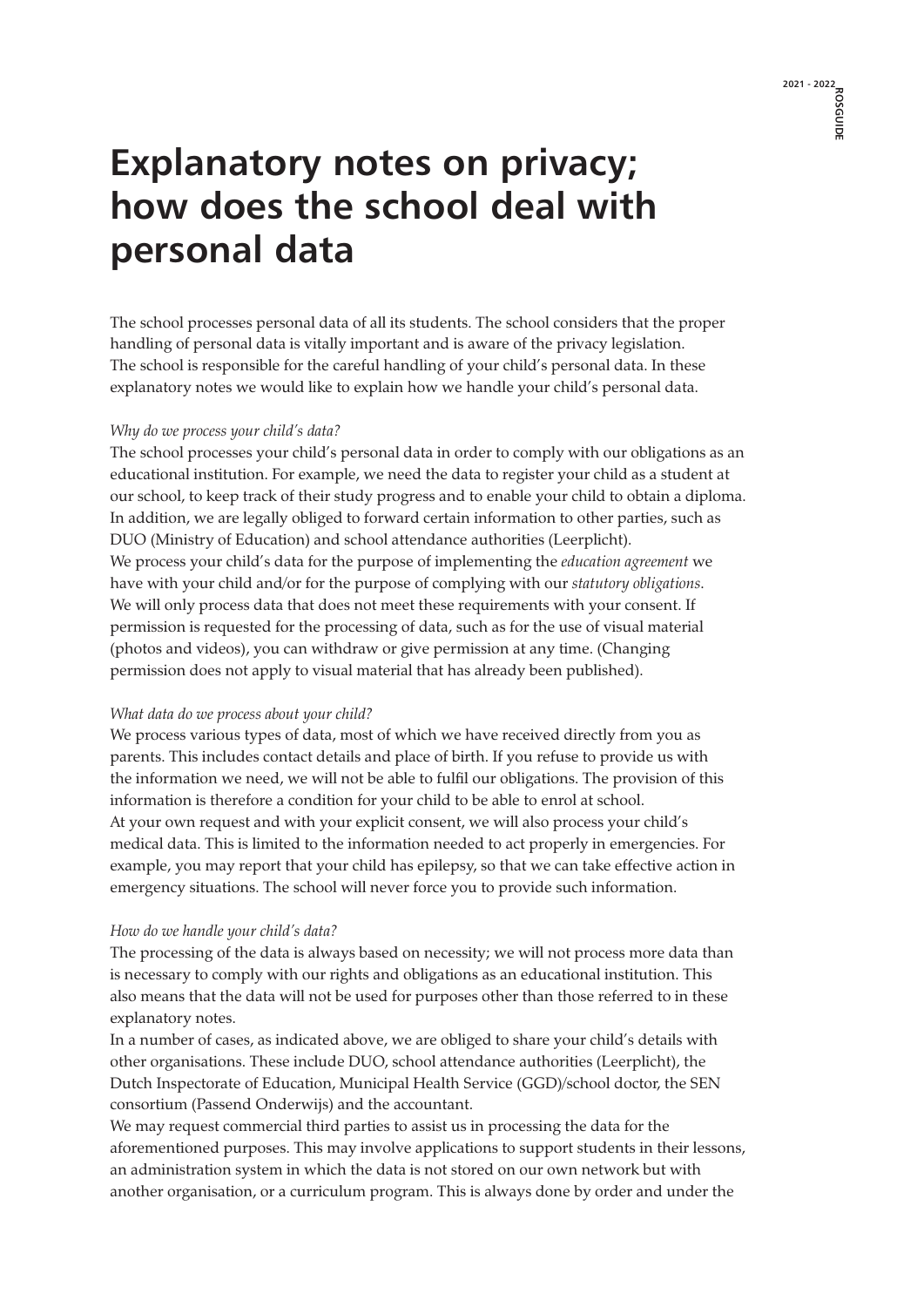# Explanatory notes on privacy; how does the school deal with personal data

The school processes personal data of all its students. The school considers that the proper handling of personal data is vitally important and is aware of the privacy legislation. The school is responsible for the careful handling of your child's personal data. In these explanatory notes we would like to explain how we handle your child's personal data.

*Why do we process your child's data?*

The school processes your child's personal data in order to comply with our obligations as an educational institution. For example, we need the data to register your child as a student at our school, to keep track of their study progress and to enable your child to obtain a diploma. In addition, we are legally obliged to forward certain information to other parties, such as DUO (Ministry of Education) and school attendance authorities (Leerplicht).
We process your child's data for the purpose of implementing the *education agreement* we have with your child and/or for the purpose of complying with our *statutory obligations.*
We will only process data that does not meet these requirements with your consent. If permission is requested for the processing of data, such as for the use of visual material (photos and videos), you can withdraw or give permission at any time. (Changing permission does not apply to visual material that has already been published).

*What data do we process about your child?*

We process various types of data, most of which we have received directly from you as parents. This includes contact details and place of birth. If you refuse to provide us with the information we need, we will not be able to fulfil our obligations. The provision of this information is therefore a condition for your child to be able to enrol at school.
At your own request and with your explicit consent, we will also process your child's medical data. This is limited to the information needed to act properly in emergencies. For example, you may report that your child has epilepsy, so that we can take effective action in emergency situations. The school will never force you to provide such information.

*How do we handle your child's data?*

The processing of the data is always based on necessity; we will not process more data than is necessary to comply with our rights and obligations as an educational institution. This also means that the data will not be used for purposes other than those referred to in these explanatory notes.
In a number of cases, as indicated above, we are obliged to share your child's details with other organisations. These include DUO, school attendance authorities (Leerplicht), the Dutch Inspectorate of Education, Municipal Health Service (GGD)/school doctor, the SEN consortium (Passend Onderwijs) and the accountant.
We may request commercial third parties to assist us in processing the data for the aforementioned purposes. This may involve applications to support students in their lessons, an administration system in which the data is not stored on our own network but with another organisation, or a curriculum program. This is always done by order and under the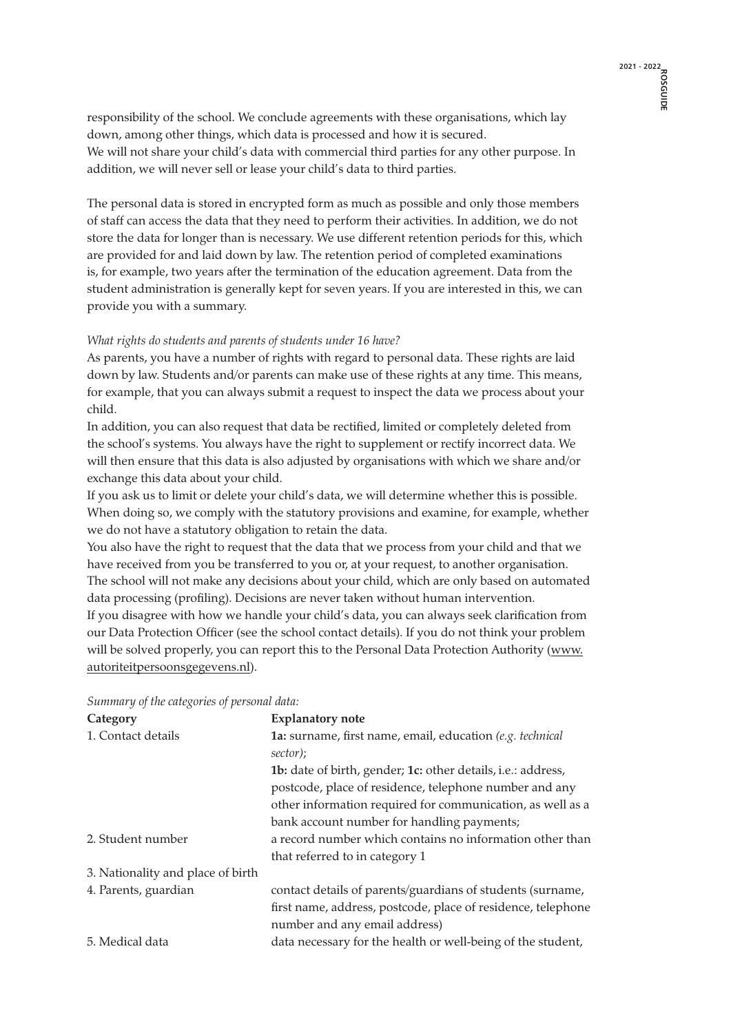responsibility of the school. We conclude agreements with these organisations, which lay down, among other things, which data is processed and how it is secured.
We will not share your child's data with commercial third parties for any other purpose. In addition, we will never sell or lease your child's data to third parties.

The personal data is stored in encrypted form as much as possible and only those members of staff can access the data that they need to perform their activities. In addition, we do not store the data for longer than is necessary. We use different retention periods for this, which are provided for and laid down by law. The retention period of completed examinations is, for example, two years after the termination of the education agreement. Data from the student administration is generally kept for seven years. If you are interested in this, we can provide you with a summary.

*What rights do students and parents of students under 16 have?*
As parents, you have a number of rights with regard to personal data. These rights are laid down by law. Students and/or parents can make use of these rights at any time. This means, for example, that you can always submit a request to inspect the data we process about your child.
In addition, you can also request that data be rectified, limited or completely deleted from the school's systems. You always have the right to supplement or rectify incorrect data. We will then ensure that this data is also adjusted by organisations with which we share and/or exchange this data about your child.
If you ask us to limit or delete your child's data, we will determine whether this is possible. When doing so, we comply with the statutory provisions and examine, for example, whether we do not have a statutory obligation to retain the data.
You also have the right to request that the data that we process from your child and that we have received from you be transferred to you or, at your request, to another organisation.
The school will not make any decisions about your child, which are only based on automated data processing (profiling). Decisions are never taken without human intervention.
If you disagree with how we handle your child's data, you can always seek clarification from our Data Protection Officer (see the school contact details). If you do not think your problem will be solved properly, you can report this to the Personal Data Protection Authority (www.autoriteitpersoonsgegevens.nl).

*Summary of the categories of personal data:*

| Category | Explanatory note |
|---|---|
| 1. Contact details | **1a:** surname, first name, email, education *(e.g. technical sector)*; **1b:** date of birth, gender; **1c:** other details, i.e.: address, postcode, place of residence, telephone number and any other information required for communication, as well as a bank account number for handling payments; |
| 2. Student number | a record number which contains no information other than that referred to in category 1 |
| 3. Nationality and place of birth | |
| 4. Parents, guardian | contact details of parents/guardians of students (surname, first name, address, postcode, place of residence, telephone number and any email address) |
| 5. Medical data | data necessary for the health or well-being of the student, |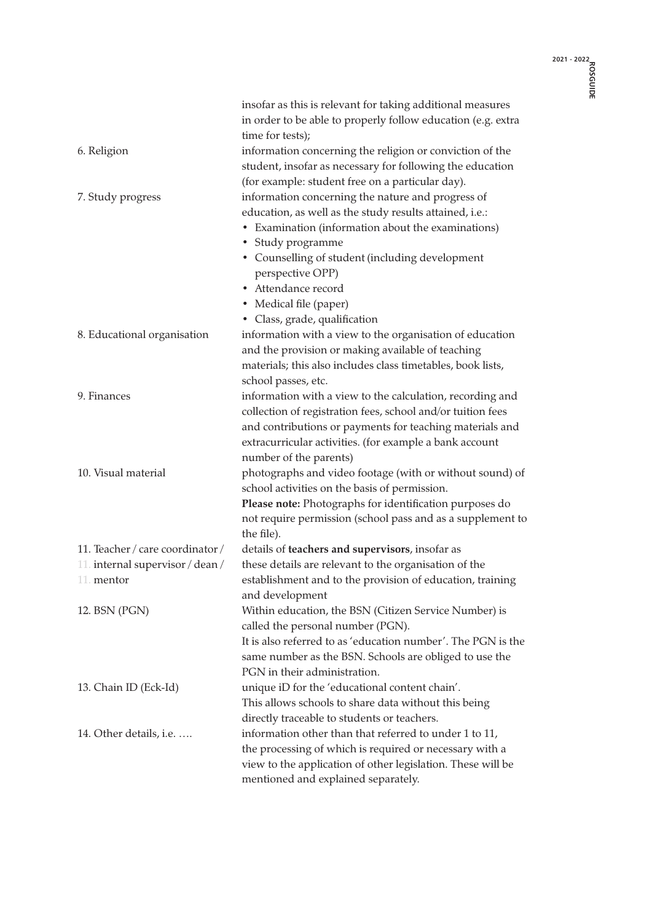| | |
|---|---|
| | insofar as this is relevant for taking additional measures in order to be able to properly follow education (e.g. extra time for tests); |
| 6. Religion | information concerning the religion or conviction of the student, insofar as necessary for following the education (for example: student free on a particular day). |
| 7. Study progress | information concerning the nature and progress of education, as well as the study results attained, i.e.:<br>• Examination (information about the examinations)<br>• Study programme<br>• Counselling of student (including development perspective OPP)<br>• Attendance record<br>• Medical file (paper)<br>• Class, grade, qualification |
| 8. Educational organisation | information with a view to the organisation of education and the provision or making available of teaching materials; this also includes class timetables, book lists, school passes, etc. |
| 9. Finances | information with a view to the calculation, recording and collection of registration fees, school and/or tuition fees and contributions or payments for teaching materials and extracurricular activities. (for example a bank account number of the parents) |
| 10. Visual material | photographs and video footage (with or without sound) of school activities on the basis of permission.<br>**Please note:** Photographs for identification purposes do not require permission (school pass and as a supplement to the file). |
| 11. Teacher / care coordinator / internal supervisor / dean / mentor | details of **teachers and supervisors**, insofar as these details are relevant to the organisation of the establishment and to the provision of education, training and development |
| 12. BSN (PGN) | Within education, the BSN (Citizen Service Number) is called the personal number (PGN).<br>It is also referred to as 'education number'. The PGN is the same number as the BSN. Schools are obliged to use the PGN in their administration. |
| 13. Chain ID (Eck-Id) | unique iD for the 'educational content chain'.<br>This allows schools to share data without this being directly traceable to students or teachers. |
| 14. Other details, i.e. …. | information other than that referred to under 1 to 11, the processing of which is required or necessary with a view to the application of other legislation. These will be mentioned and explained separately. |